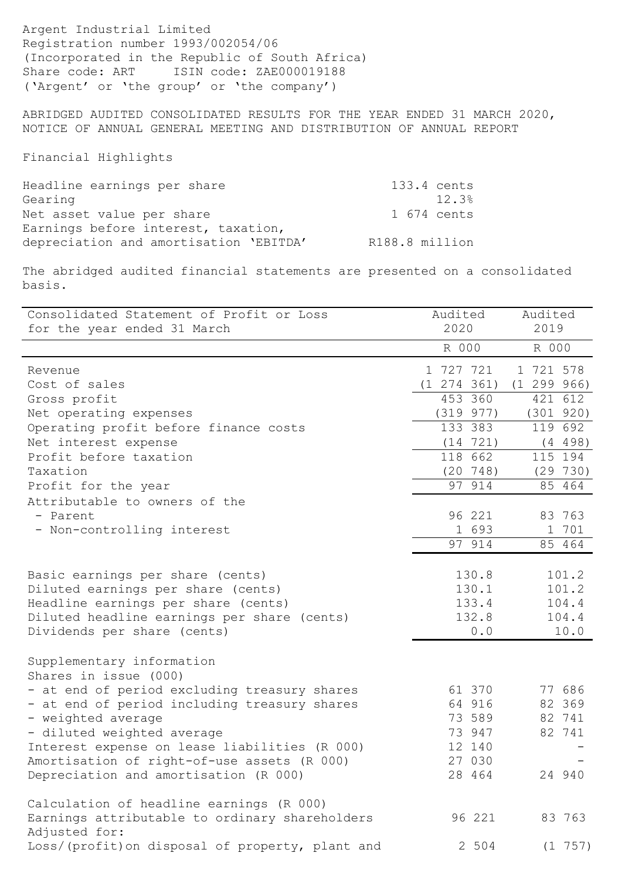Argent Industrial Limited
Registration number 1993/002054/06
(Incorporated in the Republic of South Africa)
Share code: ART ISIN code: ZAE000019188
('Argent' or 'the group' or 'the company')

ABRIDGED AUDITED CONSOLIDATED RESULTS FOR THE YEAR ENDED 31 MARCH 2020, NOTICE OF ANNUAL GENERAL MEETING AND DISTRIBUTION OF ANNUAL REPORT

Financial Highlights

| | |
|---|---|
| Headline earnings per share | 133.4 cents |
| Gearing | 12.3% |
| Net asset value per share | 1 674 cents |
| Earnings before interest, taxation, depreciation and amortisation 'EBITDA' | R188.8 million |

The abridged audited financial statements are presented on a consolidated basis.

| Consolidated Statement of Profit or Loss for the year ended 31 March | Audited 2020 | Audited 2019 |
|---|---|---|
| | R 000 | R 000 |
| Revenue | 1 727 721 | 1 721 578 |
| Cost of sales | (1 274 361) | (1 299 966) |
| Gross profit | 453 360 | 421 612 |
| Net operating expenses | (319 977) | (301 920) |
| Operating profit before finance costs | 133 383 | 119 692 |
| Net interest expense | (14 721) | (4 498) |
| Profit before taxation | 118 662 | 115 194 |
| Taxation | (20 748) | (29 730) |
| Profit for the year | 97 914 | 85 464 |
| Attributable to owners of the | | |
| - Parent | 96 221 | 83 763 |
| - Non-controlling interest | 1 693 | 1 701 |
| | 97 914 | 85 464 |
| | | |
| Basic earnings per share (cents) | 130.8 | 101.2 |
| Diluted earnings per share (cents) | 130.1 | 101.2 |
| Headline earnings per share (cents) | 133.4 | 104.4 |
| Diluted headline earnings per share (cents) | 132.8 | 104.4 |
| Dividends per share (cents) | 0.0 | 10.0 |
| | | |
| Supplementary information | | |
| Shares in issue (000) | | |
| - at end of period excluding treasury shares | 61 370 | 77 686 |
| - at end of period including treasury shares | 64 916 | 82 369 |
| - weighted average | 73 589 | 82 741 |
| - diluted weighted average | 73 947 | 82 741 |
| Interest expense on lease liabilities (R 000) | 12 140 | - |
| Amortisation of right-of-use assets (R 000) | 27 030 | - |
| Depreciation and amortisation (R 000) | 28 464 | 24 940 |
| | | |
| Calculation of headline earnings (R 000) | | |
| Earnings attributable to ordinary shareholders | 96 221 | 83 763 |
| Adjusted for: | | |
| Loss/(profit)on disposal of property, plant and | 2 504 | (1 757) |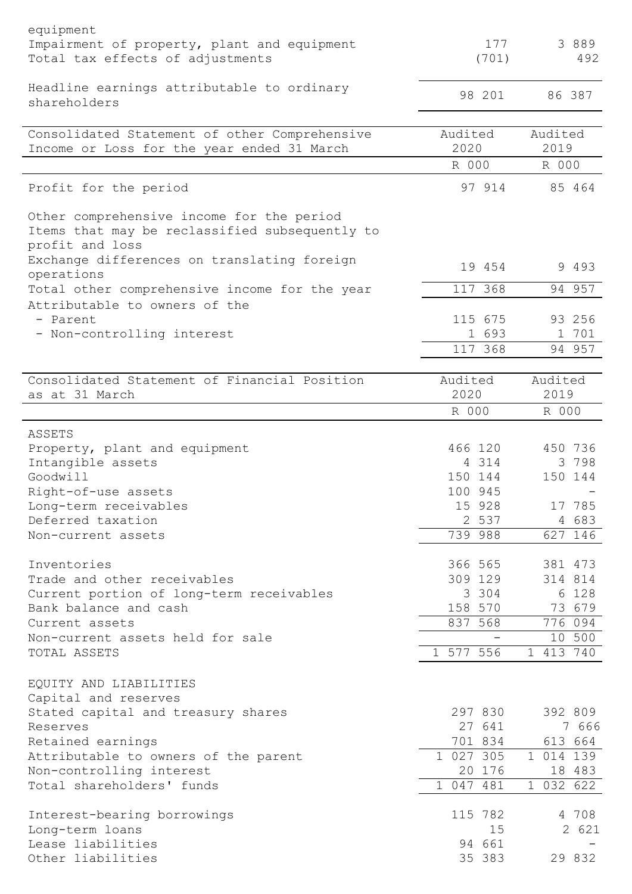| | | |
|---|---|---|
| equipment | | |
| Impairment of property, plant and equipment | 177 | 3 889 |
| Total tax effects of adjustments | (701) | 492 |
| Headline earnings attributable to ordinary shareholders | 98 201 | 86 387 |

| Consolidated Statement of other Comprehensive Income or Loss for the year ended 31 March | Audited 2020 | Audited 2019 |
|---|---|---|
| | R 000 | R 000 |
| Profit for the period | 97 914 | 85 464 |
| Other comprehensive income for the period | | |
| Items that may be reclassified subsequently to profit and loss | | |
| Exchange differences on translating foreign operations | 19 454 | 9 493 |
| Total other comprehensive income for the year | 117 368 | 94 957 |
| Attributable to owners of the | | |
| - Parent | 115 675 | 93 256 |
| - Non-controlling interest | 1 693 | 1 701 |
| | 117 368 | 94 957 |

| Consolidated Statement of Financial Position as at 31 March | Audited 2020 | Audited 2019 |
|---|---|---|
| | R 000 | R 000 |
| ASSETS | | |
| Property, plant and equipment | 466 120 | 450 736 |
| Intangible assets | 4 314 | 3 798 |
| Goodwill | 150 144 | 150 144 |
| Right-of-use assets | 100 945 | - |
| Long-term receivables | 15 928 | 17 785 |
| Deferred taxation | 2 537 | 4 683 |
| Non-current assets | 739 988 | 627 146 |
| Inventories | 366 565 | 381 473 |
| Trade and other receivables | 309 129 | 314 814 |
| Current portion of long-term receivables | 3 304 | 6 128 |
| Bank balance and cash | 158 570 | 73 679 |
| Current assets | 837 568 | 776 094 |
| Non-current assets held for sale | - | 10 500 |
| TOTAL ASSETS | 1 577 556 | 1 413 740 |
| EQUITY AND LIABILITIES | | |
| Capital and reserves | | |
| Stated capital and treasury shares | 297 830 | 392 809 |
| Reserves | 27 641 | 7 666 |
| Retained earnings | 701 834 | 613 664 |
| Attributable to owners of the parent | 1 027 305 | 1 014 139 |
| Non-controlling interest | 20 176 | 18 483 |
| Total shareholders' funds | 1 047 481 | 1 032 622 |
| Interest-bearing borrowings | 115 782 | 4 708 |
| Long-term loans | 15 | 2 621 |
| Lease liabilities | 94 661 | - |
| Other liabilities | 35 383 | 29 832 |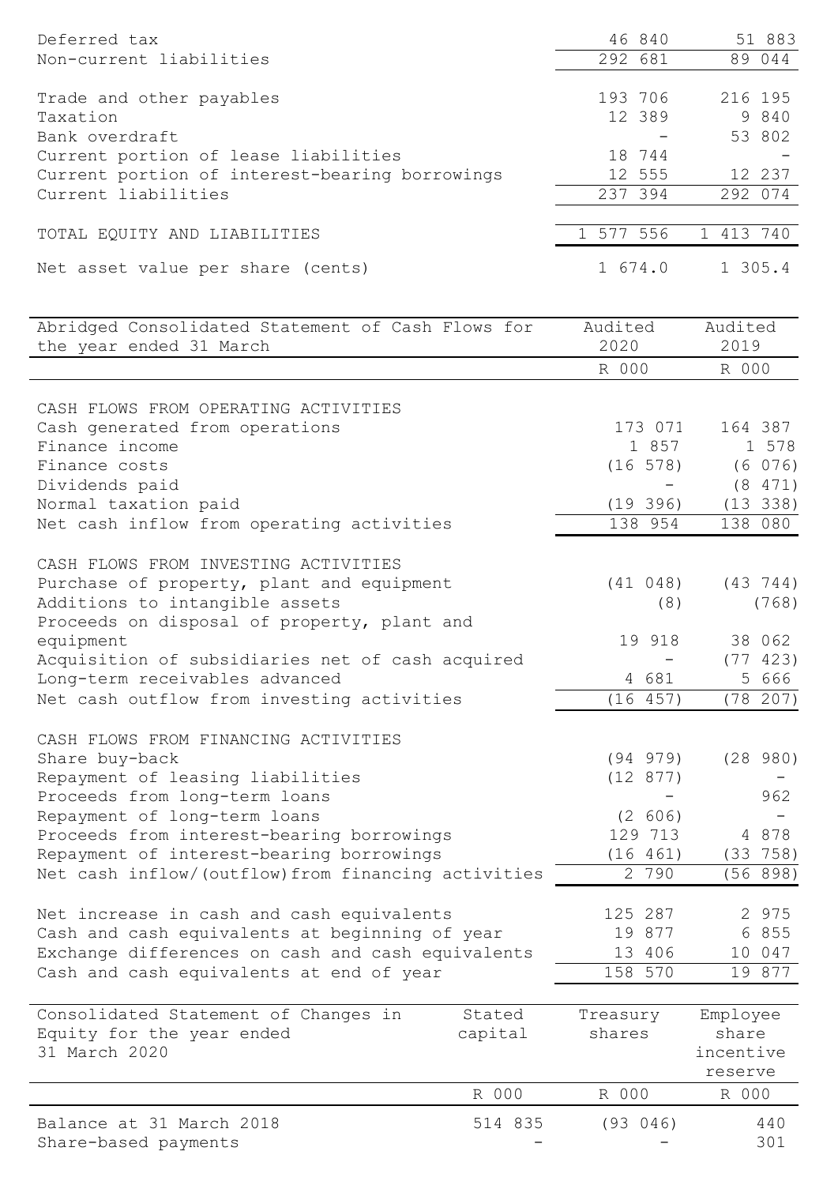| | | |
|---|---|---|
| Deferred tax | 46 840 | 51 883 |
| Non-current liabilities | 292 681 | 89 044 |
| | | |
| Trade and other payables | 193 706 | 216 195 |
| Taxation | 12 389 | 9 840 |
| Bank overdraft | - | 53 802 |
| Current portion of lease liabilities | 18 744 | - |
| Current portion of interest-bearing borrowings | 12 555 | 12 237 |
| Current liabilities | 237 394 | 292 074 |
| | | |
| TOTAL EQUITY AND LIABILITIES | 1 577 556 | 1 413 740 |
| | | |
| Net asset value per share (cents) | 1 674.0 | 1 305.4 |

| Abridged Consolidated Statement of Cash Flows for the year ended 31 March | Audited 2020 | Audited 2019 |
|---|---|---|
| | R 000 | R 000 |
| CASH FLOWS FROM OPERATING ACTIVITIES | | |
| Cash generated from operations | 173 071 | 164 387 |
| Finance income | 1 857 | 1 578 |
| Finance costs | (16 578) | (6 076) |
| Dividends paid | - | (8 471) |
| Normal taxation paid | (19 396) | (13 338) |
| Net cash inflow from operating activities | 138 954 | 138 080 |
| | | |
| CASH FLOWS FROM INVESTING ACTIVITIES | | |
| Purchase of property, plant and equipment | (41 048) | (43 744) |
| Additions to intangible assets | (8) | (768) |
| Proceeds on disposal of property, plant and equipment | 19 918 | 38 062 |
| Acquisition of subsidiaries net of cash acquired | - | (77 423) |
| Long-term receivables advanced | 4 681 | 5 666 |
| Net cash outflow from investing activities | (16 457) | (78 207) |
| | | |
| CASH FLOWS FROM FINANCING ACTIVITIES | | |
| Share buy-back | (94 979) | (28 980) |
| Repayment of leasing liabilities | (12 877) | - |
| Proceeds from long-term loans | - | 962 |
| Repayment of long-term loans | (2 606) | - |
| Proceeds from interest-bearing borrowings | 129 713 | 4 878 |
| Repayment of interest-bearing borrowings | (16 461) | (33 758) |
| Net cash inflow/(outflow)from financing activities | 2 790 | (56 898) |
| | | |
| Net increase in cash and cash equivalents | 125 287 | 2 975 |
| Cash and cash equivalents at beginning of year | 19 877 | 6 855 |
| Exchange differences on cash and cash equivalents | 13 406 | 10 047 |
| Cash and cash equivalents at end of year | 158 570 | 19 877 |

| Consolidated Statement of Changes in Equity for the year ended 31 March 2020 | Stated capital | Treasury shares | Employee share incentive reserve |
|---|---|---|---|
| | R 000 | R 000 | R 000 |
| Balance at 31 March 2018 | 514 835 | (93 046) | 440 |
| Share-based payments | - | - | 301 |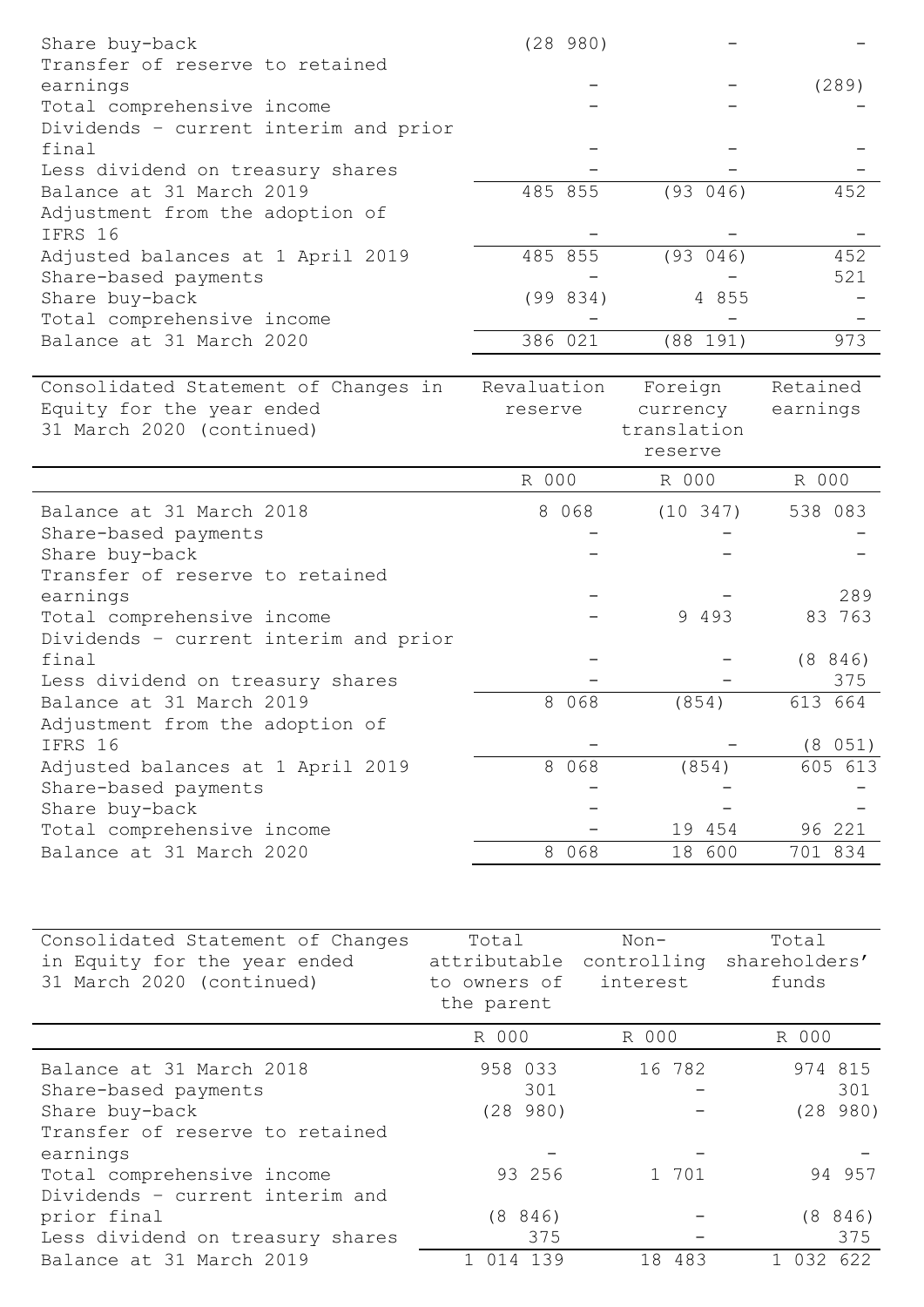| | | | |
|---|---|---|---|
| Share buy-back | (28 980) | - | - |
| Transfer of reserve to retained earnings | - | - | (289) |
| Total comprehensive income | - | - | - |
| Dividends - current interim and prior final | - | - | - |
| Less dividend on treasury shares | - | - | - |
| Balance at 31 March 2019 | 485 855 | (93 046) | 452 |
| Adjustment from the adoption of IFRS 16 | - | - | - |
| Adjusted balances at 1 April 2019 | 485 855 | (93 046) | 452 |
| Share-based payments | - | - | 521 |
| Share buy-back | (99 834) | 4 855 | - |
| Total comprehensive income | - | - | - |
| Balance at 31 March 2020 | 386 021 | (88 191) | 973 |

| Consolidated Statement of Changes in Equity for the year ended 31 March 2020 (continued) | Revaluation reserve | Foreign currency translation reserve | Retained earnings |
|---|---|---|---|
| | R 000 | R 000 | R 000 |
| Balance at 31 March 2018 | 8 068 | (10 347) | 538 083 |
| Share-based payments | - | - | - |
| Share buy-back | - | - | - |
| Transfer of reserve to retained earnings | - | - | 289 |
| Total comprehensive income | - | 9 493 | 83 763 |
| Dividends - current interim and prior final | - | - | (8 846) |
| Less dividend on treasury shares | - | - | 375 |
| Balance at 31 March 2019 | 8 068 | (854) | 613 664 |
| Adjustment from the adoption of IFRS 16 | - | - | (8 051) |
| Adjusted balances at 1 April 2019 | 8 068 | (854) | 605 613 |
| Share-based payments | - | - | - |
| Share buy-back | - | - | - |
| Total comprehensive income | - | 19 454 | 96 221 |
| Balance at 31 March 2020 | 8 068 | 18 600 | 701 834 |

| Consolidated Statement of Changes in Equity for the year ended 31 March 2020 (continued) | Total attributable to owners of the parent | Non-controlling interest | Total shareholders' funds |
|---|---|---|---|
| | R 000 | R 000 | R 000 |
| Balance at 31 March 2018 | 958 033 | 16 782 | 974 815 |
| Share-based payments | 301 | - | 301 |
| Share buy-back | (28 980) | - | (28 980) |
| Transfer of reserve to retained earnings | - | - | - |
| Total comprehensive income | 93 256 | 1 701 | 94 957 |
| Dividends - current interim and prior final | (8 846) | - | (8 846) |
| Less dividend on treasury shares | 375 | - | 375 |
| Balance at 31 March 2019 | 1 014 139 | 18 483 | 1 032 622 |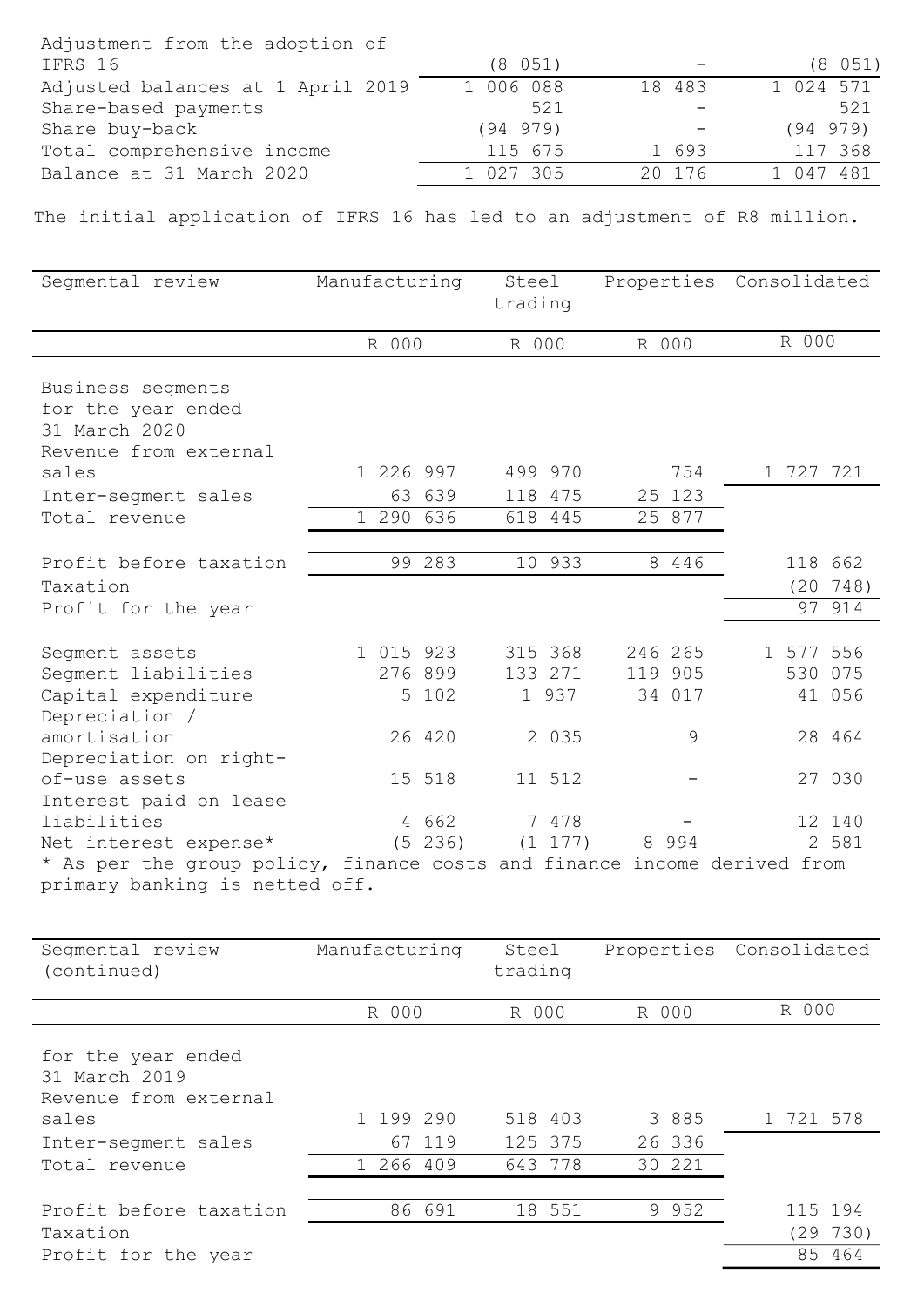| | | | |
|---|---|---|---|
| Adjustment from the adoption of IFRS 16 | (8 051) | - | (8 051) |
| Adjusted balances at 1 April 2019 | 1 006 088 | 18 483 | 1 024 571 |
| Share-based payments | 521 | - | 521 |
| Share buy-back | (94 979) | - | (94 979) |
| Total comprehensive income | 115 675 | 1 693 | 117 368 |
| Balance at 31 March 2020 | 1 027 305 | 20 176 | 1 047 481 |

The initial application of IFRS 16 has led to an adjustment of R8 million.

| Segmental review | Manufacturing | Steel trading | Properties | Consolidated |
|---|---|---|---|---|
| | R 000 | R 000 | R 000 | R 000 |
| Business segments for the year ended 31 March 2020 | | | | |
| Revenue from external sales | 1 226 997 | 499 970 | 754 | 1 727 721 |
| Inter-segment sales | 63 639 | 118 475 | 25 123 | |
| Total revenue | 1 290 636 | 618 445 | 25 877 | |
| Profit before taxation | 99 283 | 10 933 | 8 446 | 118 662 |
| Taxation | | | | (20 748) |
| Profit for the year | | | | 97 914 |
| Segment assets | 1 015 923 | 315 368 | 246 265 | 1 577 556 |
| Segment liabilities | 276 899 | 133 271 | 119 905 | 530 075 |
| Capital expenditure | 5 102 | 1 937 | 34 017 | 41 056 |
| Depreciation / amortisation | 26 420 | 2 035 | 9 | 28 464 |
| Depreciation on right-of-use assets | 15 518 | 11 512 | - | 27 030 |
| Interest paid on lease liabilities | 4 662 | 7 478 | - | 12 140 |
| Net interest expense* | (5 236) | (1 177) | 8 994 | 2 581 |

* As per the group policy, finance costs and finance income derived from primary banking is netted off.

| Segmental review (continued) | Manufacturing | Steel trading | Properties | Consolidated |
|---|---|---|---|---|
| | R 000 | R 000 | R 000 | R 000 |
| for the year ended 31 March 2019 | | | | |
| Revenue from external sales | 1 199 290 | 518 403 | 3 885 | 1 721 578 |
| Inter-segment sales | 67 119 | 125 375 | 26 336 | |
| Total revenue | 1 266 409 | 643 778 | 30 221 | |
| Profit before taxation | 86 691 | 18 551 | 9 952 | 115 194 |
| Taxation | | | | (29 730) |
| Profit for the year | | | | 85 464 |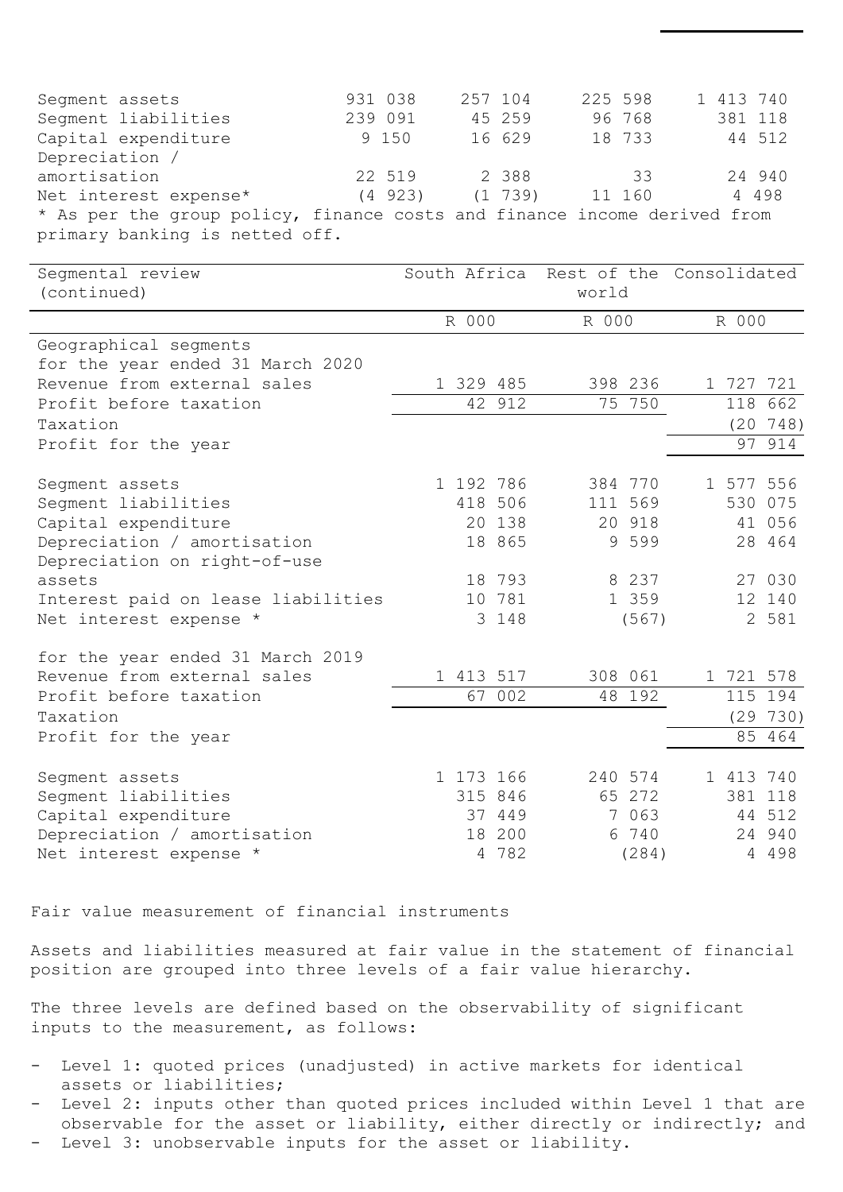| | | | | |
|---|---|---|---|---|
| Segment assets | 931 038 | 257 104 | 225 598 | 1 413 740 |
| Segment liabilities | 239 091 | 45 259 | 96 768 | 381 118 |
| Capital expenditure | 9 150 | 16 629 | 18 733 | 44 512 |
| Depreciation / amortisation | 22 519 | 2 388 | 33 | 24 940 |
| Net interest expense* | (4 923) | (1 739) | 11 160 | 4 498 |

* As per the group policy, finance costs and finance income derived from primary banking is netted off.

| Segmental review (continued) | South Africa | Rest of the world | Consolidated |
|---|---|---|---|
| | R 000 | R 000 | R 000 |
| Geographical segments | | | |
| for the year ended 31 March 2020 | | | |
| Revenue from external sales | 1 329 485 | 398 236 | 1 727 721 |
| Profit before taxation | 42 912 | 75 750 | 118 662 |
| Taxation | | | (20 748) |
| Profit for the year | | | 97 914 |
| | | | |
| Segment assets | 1 192 786 | 384 770 | 1 577 556 |
| Segment liabilities | 418 506 | 111 569 | 530 075 |
| Capital expenditure | 20 138 | 20 918 | 41 056 |
| Depreciation / amortisation | 18 865 | 9 599 | 28 464 |
| Depreciation on right-of-use assets | 18 793 | 8 237 | 27 030 |
| Interest paid on lease liabilities | 10 781 | 1 359 | 12 140 |
| Net interest expense * | 3 148 | (567) | 2 581 |
| | | | |
| for the year ended 31 March 2019 | | | |
| Revenue from external sales | 1 413 517 | 308 061 | 1 721 578 |
| Profit before taxation | 67 002 | 48 192 | 115 194 |
| Taxation | | | (29 730) |
| Profit for the year | | | 85 464 |
| | | | |
| Segment assets | 1 173 166 | 240 574 | 1 413 740 |
| Segment liabilities | 315 846 | 65 272 | 381 118 |
| Capital expenditure | 37 449 | 7 063 | 44 512 |
| Depreciation / amortisation | 18 200 | 6 740 | 24 940 |
| Net interest expense * | 4 782 | (284) | 4 498 |

## Fair value measurement of financial instruments

Assets and liabilities measured at fair value in the statement of financial position are grouped into three levels of a fair value hierarchy.

The three levels are defined based on the observability of significant inputs to the measurement, as follows:

- Level 1: quoted prices (unadjusted) in active markets for identical assets or liabilities;
- Level 2: inputs other than quoted prices included within Level 1 that are observable for the asset or liability, either directly or indirectly; and
- Level 3: unobservable inputs for the asset or liability.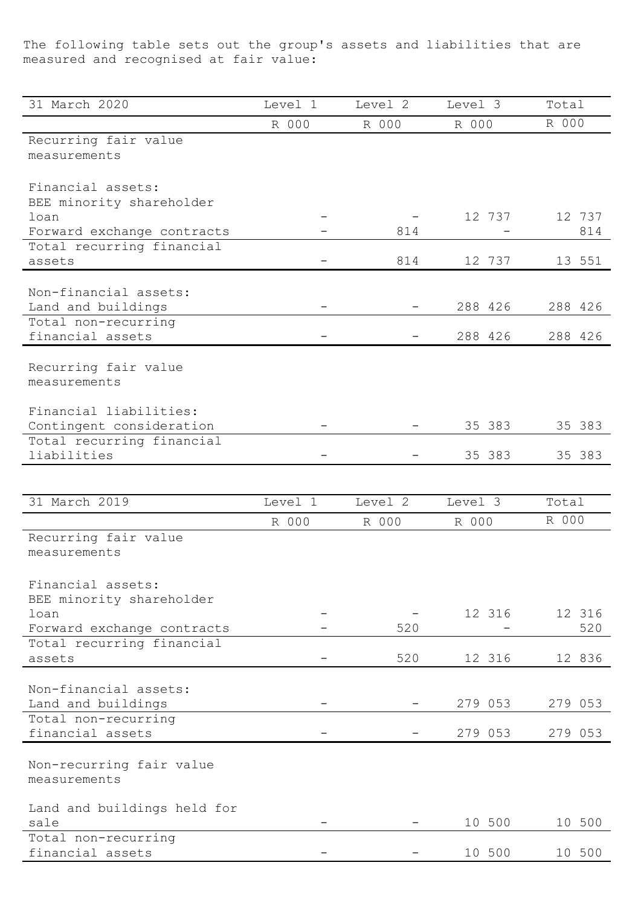The following table sets out the group's assets and liabilities that are measured and recognised at fair value:

| 31 March 2020 | Level 1 | Level 2 | Level 3 | Total |
|---|---|---|---|---|
| | R 000 | R 000 | R 000 | R 000 |
| Recurring fair value measurements | | | | |
| Financial assets: | | | | |
| BEE minority shareholder loan | - | - | 12 737 | 12 737 |
| Forward exchange contracts | - | 814 | - | 814 |
| Total recurring financial assets | - | 814 | 12 737 | 13 551 |
| Non-financial assets: | | | | |
| Land and buildings | - | - | 288 426 | 288 426 |
| Total non-recurring financial assets | - | - | 288 426 | 288 426 |
| Recurring fair value measurements | | | | |
| Financial liabilities: | | | | |
| Contingent consideration | - | - | 35 383 | 35 383 |
| Total recurring financial liabilities | - | - | 35 383 | 35 383 |

| 31 March 2019 | Level 1 | Level 2 | Level 3 | Total |
|---|---|---|---|---|
| | R 000 | R 000 | R 000 | R 000 |
| Recurring fair value measurements | | | | |
| Financial assets: | | | | |
| BEE minority shareholder loan | - | - | 12 316 | 12 316 |
| Forward exchange contracts | - | 520 | - | 520 |
| Total recurring financial assets | - | 520 | 12 316 | 12 836 |
| Non-financial assets: | | | | |
| Land and buildings | - | - | 279 053 | 279 053 |
| Total non-recurring financial assets | - | - | 279 053 | 279 053 |
| Non-recurring fair value measurements | | | | |
| Land and buildings held for sale | - | - | 10 500 | 10 500 |
| Total non-recurring financial assets | - | - | 10 500 | 10 500 |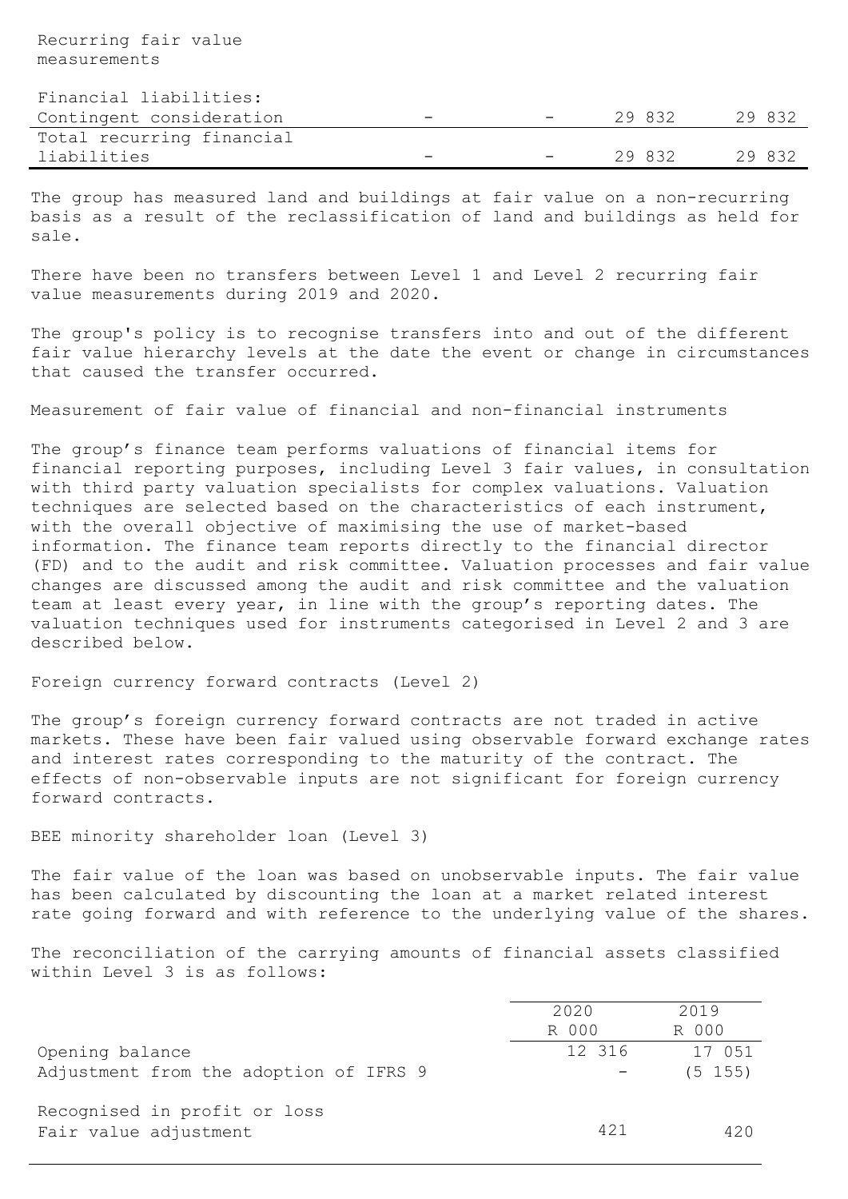| Recurring fair value measurements | | | | |
|---|---|---|---|---|
| Financial liabilities: | | | | |
| Contingent consideration | - | - | 29 832 | 29 832 |
| Total recurring financial liabilities | - | - | 29 832 | 29 832 |

The group has measured land and buildings at fair value on a non-recurring basis as a result of the reclassification of land and buildings as held for sale.

There have been no transfers between Level 1 and Level 2 recurring fair value measurements during 2019 and 2020.

The group's policy is to recognise transfers into and out of the different fair value hierarchy levels at the date the event or change in circumstances that caused the transfer occurred.

Measurement of fair value of financial and non-financial instruments

The group's finance team performs valuations of financial items for financial reporting purposes, including Level 3 fair values, in consultation with third party valuation specialists for complex valuations. Valuation techniques are selected based on the characteristics of each instrument, with the overall objective of maximising the use of market-based information. The finance team reports directly to the financial director (FD) and to the audit and risk committee. Valuation processes and fair value changes are discussed among the audit and risk committee and the valuation team at least every year, in line with the group's reporting dates. The valuation techniques used for instruments categorised in Level 2 and 3 are described below.

Foreign currency forward contracts (Level 2)

The group's foreign currency forward contracts are not traded in active markets. These have been fair valued using observable forward exchange rates and interest rates corresponding to the maturity of the contract. The effects of non-observable inputs are not significant for foreign currency forward contracts.

BEE minority shareholder loan (Level 3)

The fair value of the loan was based on unobservable inputs. The fair value has been calculated by discounting the loan at a market related interest rate going forward and with reference to the underlying value of the shares.

The reconciliation of the carrying amounts of financial assets classified within Level 3 is as follows:

| | 2020 R 000 | 2019 R 000 |
|---|---|---|
| Opening balance | 12 316 | 17 051 |
| Adjustment from the adoption of IFRS 9 | - | (5 155) |
| Recognised in profit or loss | | |
| Fair value adjustment | 421 | 420 |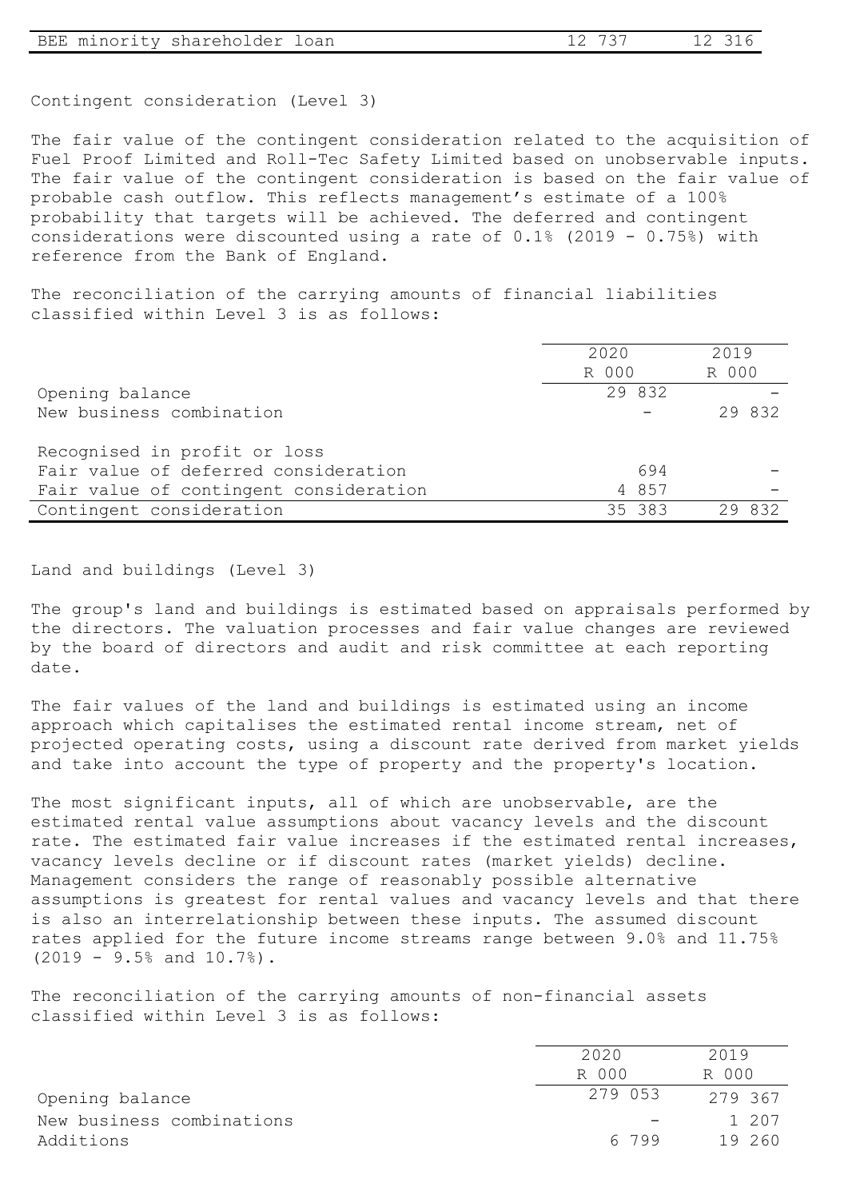| BEE minority shareholder loan | 12 737 | 12 316 |
| --- | --- | --- |

Contingent consideration (Level 3)

The fair value of the contingent consideration related to the acquisition of Fuel Proof Limited and Roll-Tec Safety Limited based on unobservable inputs. The fair value of the contingent consideration is based on the fair value of probable cash outflow. This reflects management's estimate of a 100% probability that targets will be achieved. The deferred and contingent considerations were discounted using a rate of 0.1% (2019 - 0.75%) with reference from the Bank of England.

The reconciliation of the carrying amounts of financial liabilities classified within Level 3 is as follows:

| | 2020<br>R 000 | 2019<br>R 000 |
| --- | --- | --- |
| Opening balance | 29 832 | - |
| New business combination | - | 29 832 |
| Recognised in profit or loss | | |
| Fair value of deferred consideration | 694 | - |
| Fair value of contingent consideration | 4 857 | - |
| Contingent consideration | 35 383 | 29 832 |

Land and buildings (Level 3)

The group's land and buildings is estimated based on appraisals performed by the directors. The valuation processes and fair value changes are reviewed by the board of directors and audit and risk committee at each reporting date.

The fair values of the land and buildings is estimated using an income approach which capitalises the estimated rental income stream, net of projected operating costs, using a discount rate derived from market yields and take into account the type of property and the property's location.

The most significant inputs, all of which are unobservable, are the estimated rental value assumptions about vacancy levels and the discount rate. The estimated fair value increases if the estimated rental increases, vacancy levels decline or if discount rates (market yields) decline. Management considers the range of reasonably possible alternative assumptions is greatest for rental values and vacancy levels and that there is also an interrelationship between these inputs. The assumed discount rates applied for the future income streams range between 9.0% and 11.75% (2019 - 9.5% and 10.7%).

The reconciliation of the carrying amounts of non-financial assets classified within Level 3 is as follows:

| | 2020<br>R 000 | 2019<br>R 000 |
| --- | --- | --- |
| Opening balance | 279 053 | 279 367 |
| New business combinations | - | 1 207 |
| Additions | 6 799 | 19 260 |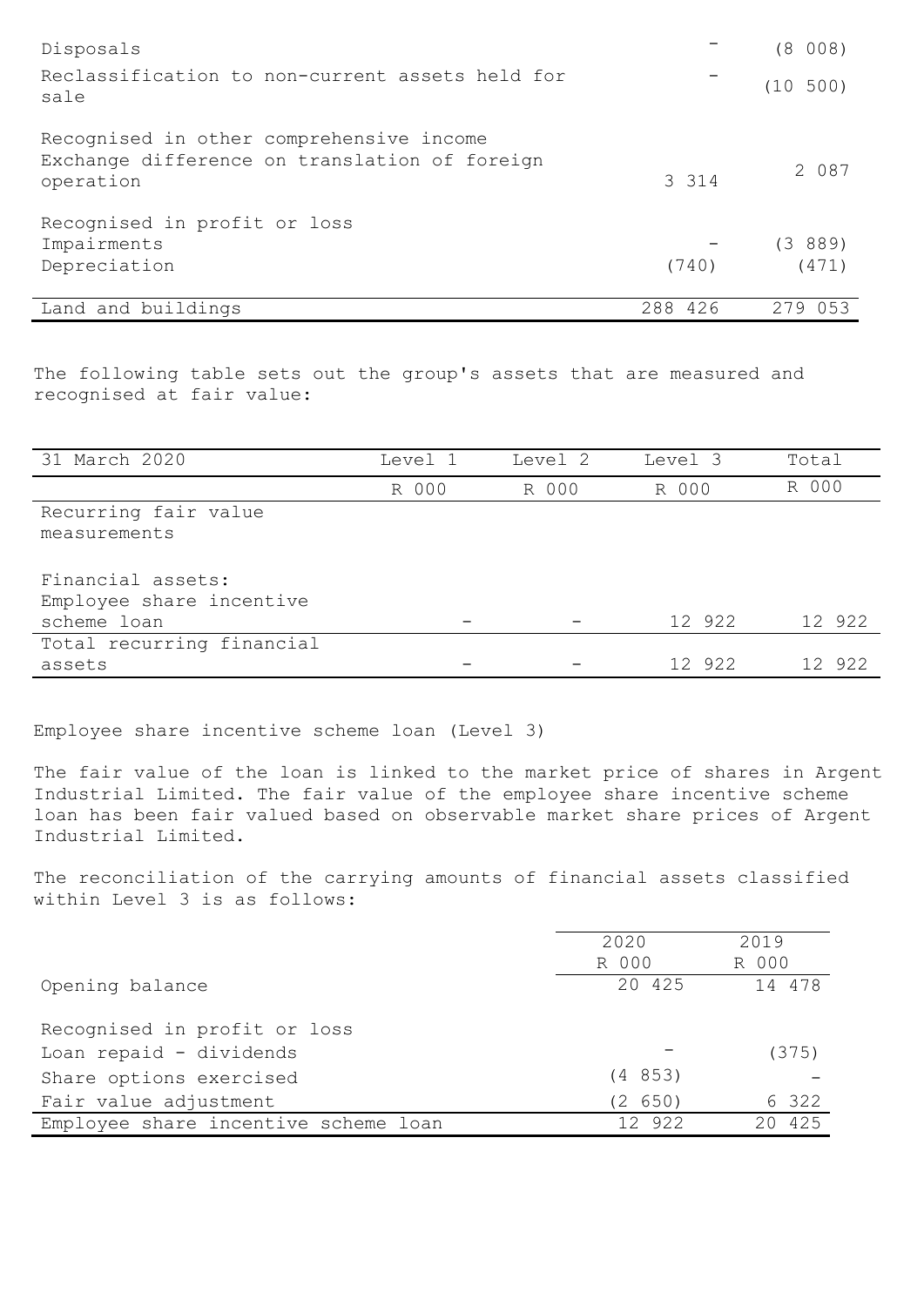| | | |
|---|---|---|
| Disposals | - | (8 008) |
| Reclassification to non-current assets held for sale | - | (10 500) |
| Recognised in other comprehensive income | | |
| Exchange difference on translation of foreign operation | 3 314 | 2 087 |
| Recognised in profit or loss | | |
| Impairments | - | (3 889) |
| Depreciation | (740) | (471) |
| Land and buildings | 288 426 | 279 053 |

The following table sets out the group's assets that are measured and recognised at fair value:

| 31 March 2020 | Level 1 | Level 2 | Level 3 | Total |
|---|---|---|---|---|
| | R 000 | R 000 | R 000 | R 000 |
| Recurring fair value measurements | | | | |
| Financial assets: | | | | |
| Employee share incentive scheme loan | - | - | 12 922 | 12 922 |
| Total recurring financial assets | - | - | 12 922 | 12 922 |

Employee share incentive scheme loan (Level 3)

The fair value of the loan is linked to the market price of shares in Argent Industrial Limited. The fair value of the employee share incentive scheme loan has been fair valued based on observable market share prices of Argent Industrial Limited.

The reconciliation of the carrying amounts of financial assets classified within Level 3 is as follows:

| | 2020 | 2019 |
|---|---|---|
| | R 000 | R 000 |
| Opening balance | 20 425 | 14 478 |
| Recognised in profit or loss | | |
| Loan repaid - dividends | - | (375) |
| Share options exercised | (4 853) | - |
| Fair value adjustment | (2 650) | 6 322 |
| Employee share incentive scheme loan | 12 922 | 20 425 |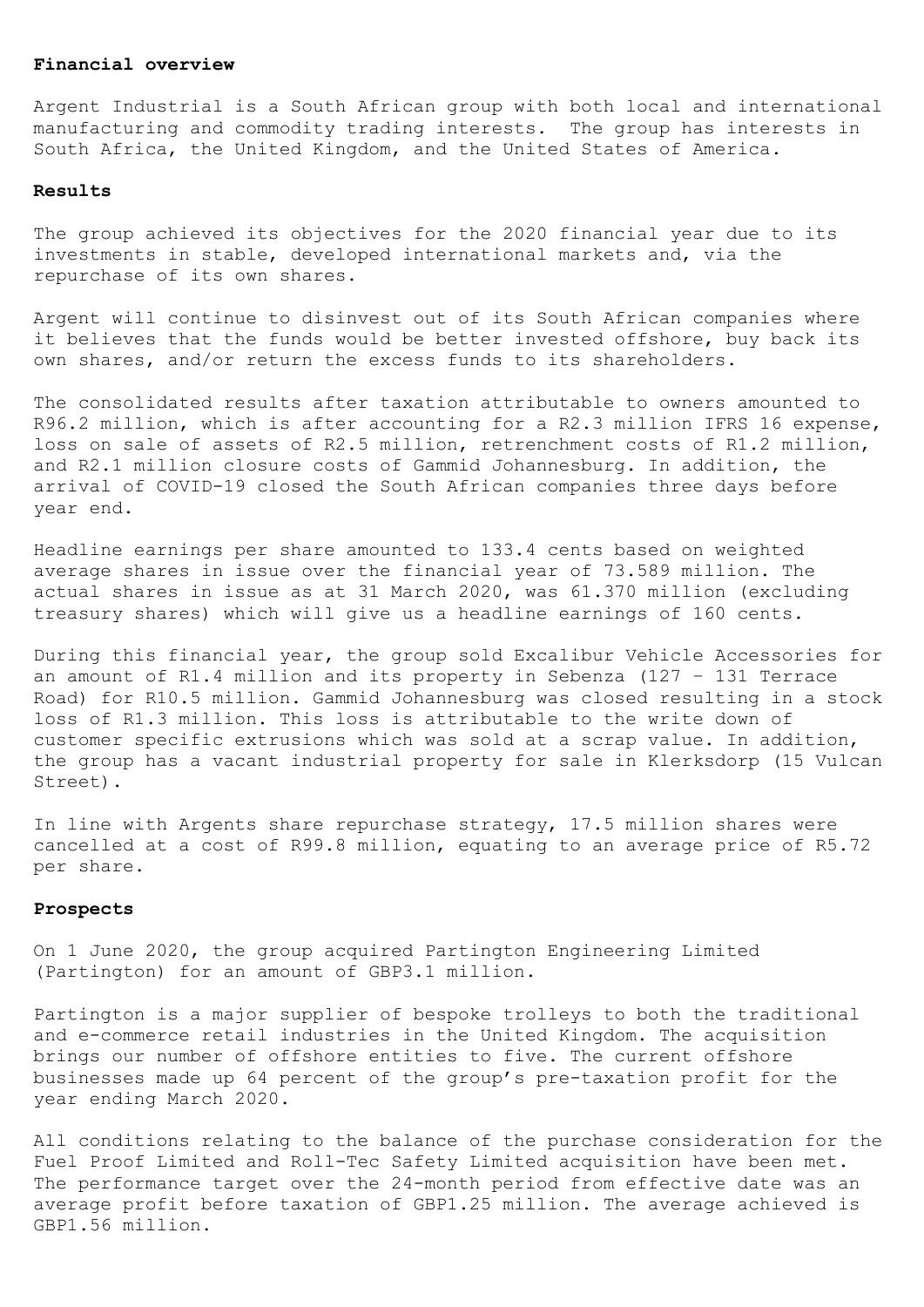## Financial overview

Argent Industrial is a South African group with both local and international manufacturing and commodity trading interests. The group has interests in South Africa, the United Kingdom, and the United States of America.

## Results

The group achieved its objectives for the 2020 financial year due to its investments in stable, developed international markets and, via the repurchase of its own shares.

Argent will continue to disinvest out of its South African companies where it believes that the funds would be better invested offshore, buy back its own shares, and/or return the excess funds to its shareholders.

The consolidated results after taxation attributable to owners amounted to R96.2 million, which is after accounting for a R2.3 million IFRS 16 expense, loss on sale of assets of R2.5 million, retrenchment costs of R1.2 million, and R2.1 million closure costs of Gammid Johannesburg. In addition, the arrival of COVID-19 closed the South African companies three days before year end.

Headline earnings per share amounted to 133.4 cents based on weighted average shares in issue over the financial year of 73.589 million. The actual shares in issue as at 31 March 2020, was 61.370 million (excluding treasury shares) which will give us a headline earnings of 160 cents.

During this financial year, the group sold Excalibur Vehicle Accessories for an amount of R1.4 million and its property in Sebenza (127 - 131 Terrace Road) for R10.5 million. Gammid Johannesburg was closed resulting in a stock loss of R1.3 million. This loss is attributable to the write down of customer specific extrusions which was sold at a scrap value. In addition, the group has a vacant industrial property for sale in Klerksdorp (15 Vulcan Street).

In line with Argents share repurchase strategy, 17.5 million shares were cancelled at a cost of R99.8 million, equating to an average price of R5.72 per share.

## Prospects

On 1 June 2020, the group acquired Partington Engineering Limited (Partington) for an amount of GBP3.1 million.

Partington is a major supplier of bespoke trolleys to both the traditional and e-commerce retail industries in the United Kingdom. The acquisition brings our number of offshore entities to five. The current offshore businesses made up 64 percent of the group's pre-taxation profit for the year ending March 2020.

All conditions relating to the balance of the purchase consideration for the Fuel Proof Limited and Roll-Tec Safety Limited acquisition have been met. The performance target over the 24-month period from effective date was an average profit before taxation of GBP1.25 million. The average achieved is GBP1.56 million.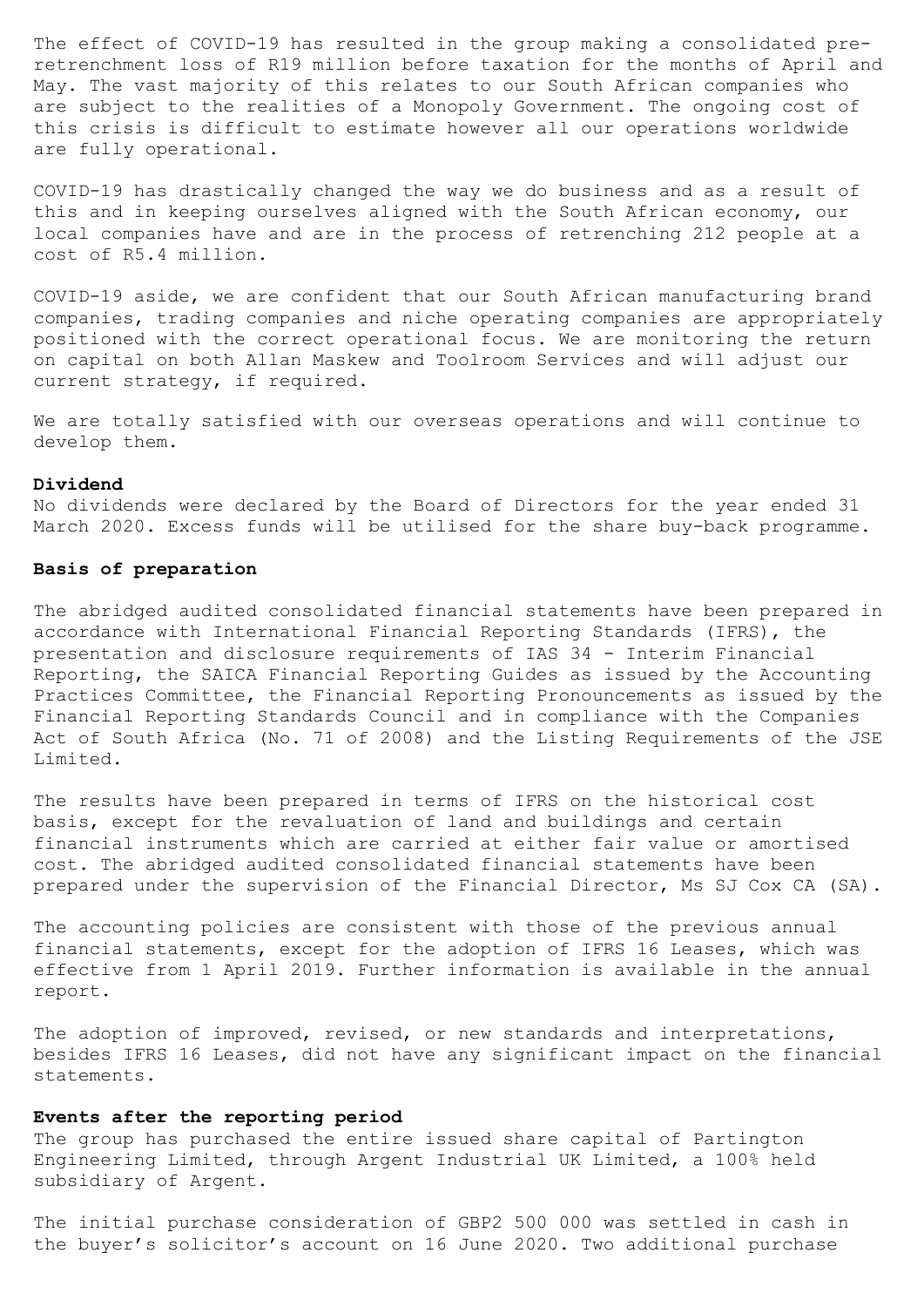The effect of COVID-19 has resulted in the group making a consolidated pre-retrenchment loss of R19 million before taxation for the months of April and May. The vast majority of this relates to our South African companies who are subject to the realities of a Monopoly Government. The ongoing cost of this crisis is difficult to estimate however all our operations worldwide are fully operational.

COVID-19 has drastically changed the way we do business and as a result of this and in keeping ourselves aligned with the South African economy, our local companies have and are in the process of retrenching 212 people at a cost of R5.4 million.

COVID-19 aside, we are confident that our South African manufacturing brand companies, trading companies and niche operating companies are appropriately positioned with the correct operational focus. We are monitoring the return on capital on both Allan Maskew and Toolroom Services and will adjust our current strategy, if required.

We are totally satisfied with our overseas operations and will continue to develop them.

**Dividend**

No dividends were declared by the Board of Directors for the year ended 31 March 2020. Excess funds will be utilised for the share buy-back programme.

**Basis of preparation**

The abridged audited consolidated financial statements have been prepared in accordance with International Financial Reporting Standards (IFRS), the presentation and disclosure requirements of IAS 34 - Interim Financial Reporting, the SAICA Financial Reporting Guides as issued by the Accounting Practices Committee, the Financial Reporting Pronouncements as issued by the Financial Reporting Standards Council and in compliance with the Companies Act of South Africa (No. 71 of 2008) and the Listing Requirements of the JSE Limited.

The results have been prepared in terms of IFRS on the historical cost basis, except for the revaluation of land and buildings and certain financial instruments which are carried at either fair value or amortised cost. The abridged audited consolidated financial statements have been prepared under the supervision of the Financial Director, Ms SJ Cox CA (SA).

The accounting policies are consistent with those of the previous annual financial statements, except for the adoption of IFRS 16 Leases, which was effective from 1 April 2019. Further information is available in the annual report.

The adoption of improved, revised, or new standards and interpretations, besides IFRS 16 Leases, did not have any significant impact on the financial statements.

**Events after the reporting period**

The group has purchased the entire issued share capital of Partington Engineering Limited, through Argent Industrial UK Limited, a 100% held subsidiary of Argent.

The initial purchase consideration of GBP2 500 000 was settled in cash in the buyer's solicitor's account on 16 June 2020. Two additional purchase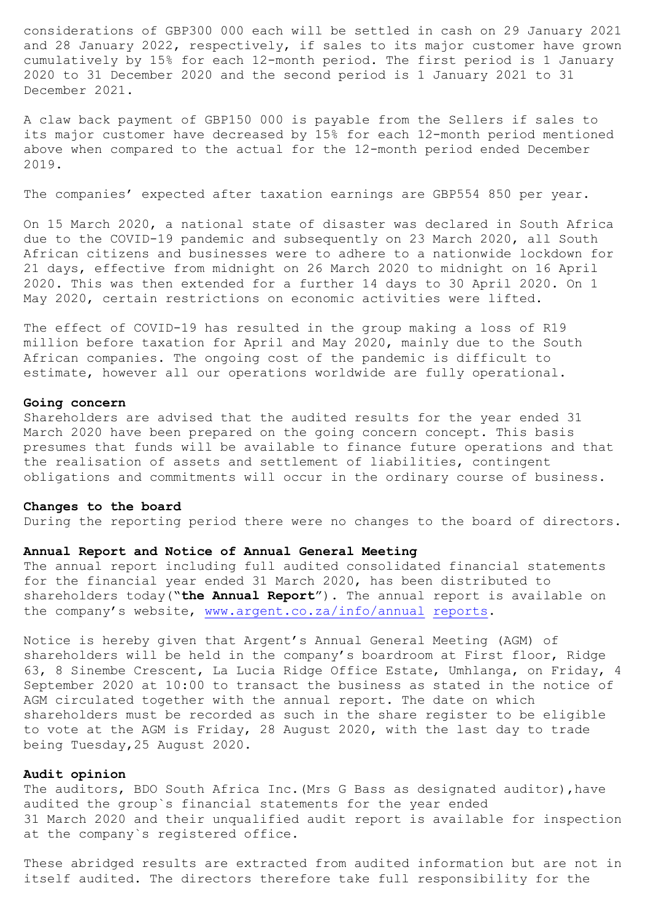considerations of GBP300 000 each will be settled in cash on 29 January 2021 and 28 January 2022, respectively, if sales to its major customer have grown cumulatively by 15% for each 12-month period. The first period is 1 January 2020 to 31 December 2020 and the second period is 1 January 2021 to 31 December 2021.

A claw back payment of GBP150 000 is payable from the Sellers if sales to its major customer have decreased by 15% for each 12-month period mentioned above when compared to the actual for the 12-month period ended December 2019.

The companies' expected after taxation earnings are GBP554 850 per year.

On 15 March 2020, a national state of disaster was declared in South Africa due to the COVID-19 pandemic and subsequently on 23 March 2020, all South African citizens and businesses were to adhere to a nationwide lockdown for 21 days, effective from midnight on 26 March 2020 to midnight on 16 April 2020. This was then extended for a further 14 days to 30 April 2020. On 1 May 2020, certain restrictions on economic activities were lifted.

The effect of COVID-19 has resulted in the group making a loss of R19 million before taxation for April and May 2020, mainly due to the South African companies. The ongoing cost of the pandemic is difficult to estimate, however all our operations worldwide are fully operational.

**Going concern**
Shareholders are advised that the audited results for the year ended 31 March 2020 have been prepared on the going concern concept. This basis presumes that funds will be available to finance future operations and that the realisation of assets and settlement of liabilities, contingent obligations and commitments will occur in the ordinary course of business.

**Changes to the board**
During the reporting period there were no changes to the board of directors.

**Annual Report and Notice of Annual General Meeting**
The annual report including full audited consolidated financial statements for the financial year ended 31 March 2020, has been distributed to shareholders today("**the Annual Report**"). The annual report is available on the company's website, www.argent.co.za/info/annual reports.

Notice is hereby given that Argent's Annual General Meeting (AGM) of shareholders will be held in the company's boardroom at First floor, Ridge 63, 8 Sinembe Crescent, La Lucia Ridge Office Estate, Umhlanga, on Friday, 4 September 2020 at 10:00 to transact the business as stated in the notice of AGM circulated together with the annual report. The date on which shareholders must be recorded as such in the share register to be eligible to vote at the AGM is Friday, 28 August 2020, with the last day to trade being Tuesday,25 August 2020.

**Audit opinion**
The auditors, BDO South Africa Inc.(Mrs G Bass as designated auditor),have audited the group`s financial statements for the year ended 31 March 2020 and their unqualified audit report is available for inspection at the company`s registered office.

These abridged results are extracted from audited information but are not in itself audited. The directors therefore take full responsibility for the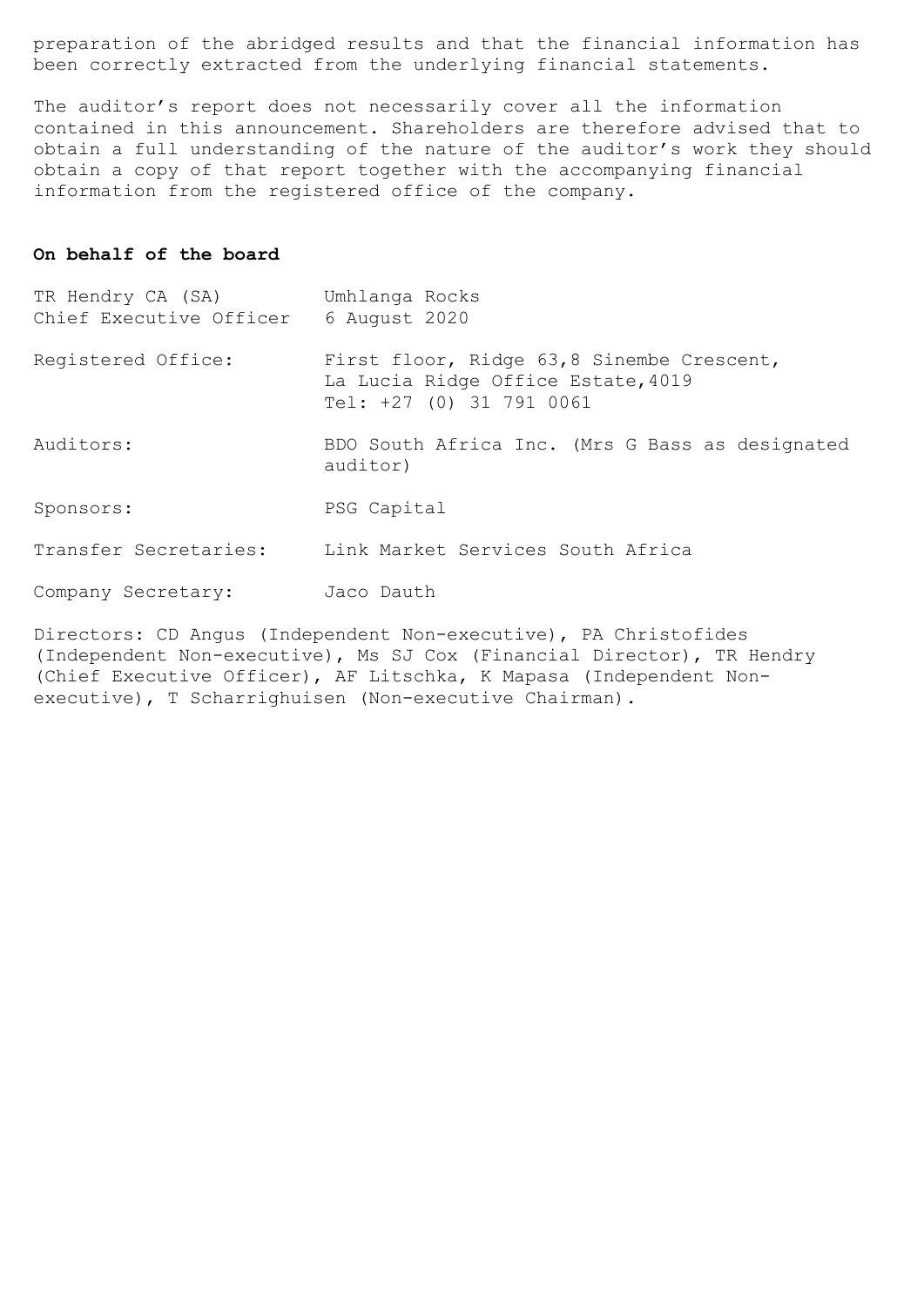preparation of the abridged results and that the financial information has been correctly extracted from the underlying financial statements.

The auditor's report does not necessarily cover all the information contained in this announcement. Shareholders are therefore advised that to obtain a full understanding of the nature of the auditor's work they should obtain a copy of that report together with the accompanying financial information from the registered office of the company.

**On behalf of the board**

TR Hendry CA (SA)
Chief Executive Officer

Umhlanga Rocks
6 August 2020

| | |
|---|---|
| Registered Office: | First floor, Ridge 63,8 Sinembe Crescent, La Lucia Ridge Office Estate,4019 Tel: +27 (0) 31 791 0061 |
| Auditors: | BDO South Africa Inc. (Mrs G Bass as designated auditor) |
| Sponsors: | PSG Capital |
| Transfer Secretaries: | Link Market Services South Africa |
| Company Secretary: | Jaco Dauth |

Directors: CD Angus (Independent Non-executive), PA Christofides (Independent Non-executive), Ms SJ Cox (Financial Director), TR Hendry (Chief Executive Officer), AF Litschka, K Mapasa (Independent Non-executive), T Scharrighuisen (Non-executive Chairman).